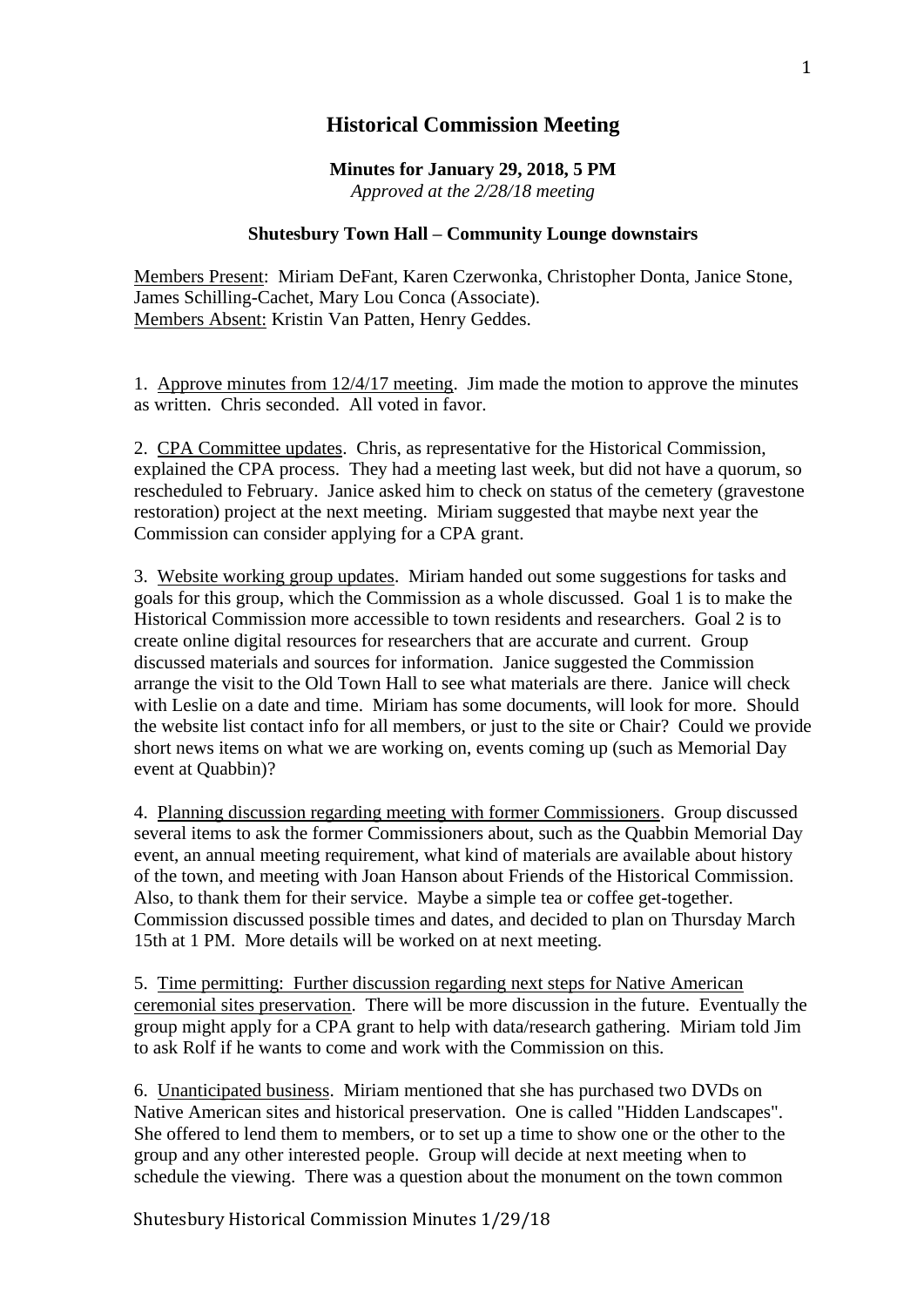# Historical Commission Meeting

**Minutes for January 29, 2018, 5 PM**
*Approved at the 2/28/18 meeting*

**Shutesbury Town Hall – Community Lounge downstairs**

Members Present: Miriam DeFant, Karen Czerwonka, Christopher Donta, Janice Stone, James Schilling-Cachet, Mary Lou Conca (Associate).
Members Absent: Kristin Van Patten, Henry Geddes.

1. Approve minutes from 12/4/17 meeting. Jim made the motion to approve the minutes as written. Chris seconded. All voted in favor.

2. CPA Committee updates. Chris, as representative for the Historical Commission, explained the CPA process. They had a meeting last week, but did not have a quorum, so rescheduled to February. Janice asked him to check on status of the cemetery (gravestone restoration) project at the next meeting. Miriam suggested that maybe next year the Commission can consider applying for a CPA grant.

3. Website working group updates. Miriam handed out some suggestions for tasks and goals for this group, which the Commission as a whole discussed. Goal 1 is to make the Historical Commission more accessible to town residents and researchers. Goal 2 is to create online digital resources for researchers that are accurate and current. Group discussed materials and sources for information. Janice suggested the Commission arrange the visit to the Old Town Hall to see what materials are there. Janice will check with Leslie on a date and time. Miriam has some documents, will look for more. Should the website list contact info for all members, or just to the site or Chair? Could we provide short news items on what we are working on, events coming up (such as Memorial Day event at Quabbin)?

4. Planning discussion regarding meeting with former Commissioners. Group discussed several items to ask the former Commissioners about, such as the Quabbin Memorial Day event, an annual meeting requirement, what kind of materials are available about history of the town, and meeting with Joan Hanson about Friends of the Historical Commission. Also, to thank them for their service. Maybe a simple tea or coffee get-together. Commission discussed possible times and dates, and decided to plan on Thursday March 15th at 1 PM. More details will be worked on at next meeting.

5. Time permitting: Further discussion regarding next steps for Native American ceremonial sites preservation. There will be more discussion in the future. Eventually the group might apply for a CPA grant to help with data/research gathering. Miriam told Jim to ask Rolf if he wants to come and work with the Commission on this.

6. Unanticipated business. Miriam mentioned that she has purchased two DVDs on Native American sites and historical preservation. One is called "Hidden Landscapes". She offered to lend them to members, or to set up a time to show one or the other to the group and any other interested people. Group will decide at next meeting when to schedule the viewing. There was a question about the monument on the town common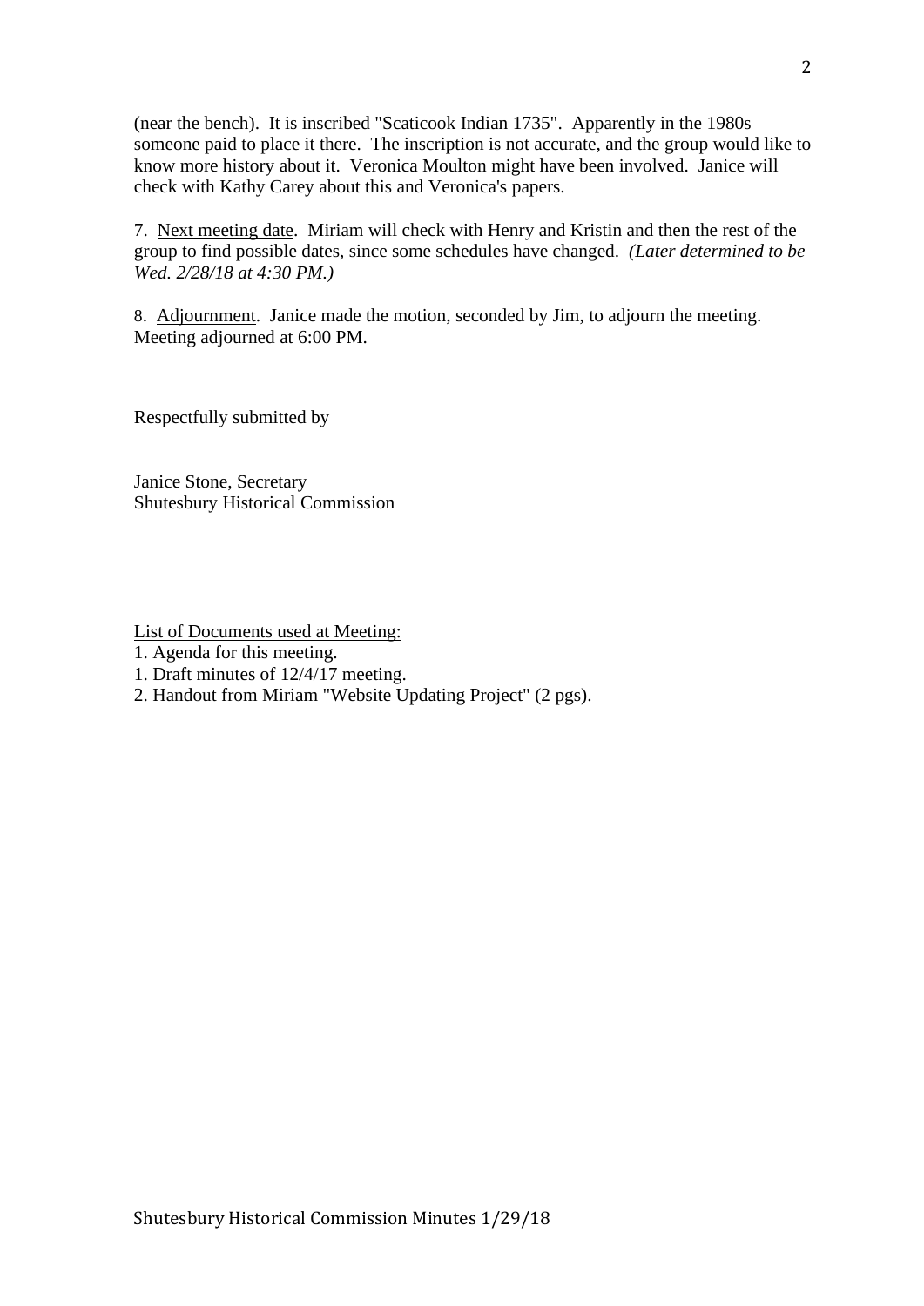(near the bench). It is inscribed "Scaticook Indian 1735". Apparently in the 1980s someone paid to place it there. The inscription is not accurate, and the group would like to know more history about it. Veronica Moulton might have been involved. Janice will check with Kathy Carey about this and Veronica's papers.

7. Next meeting date. Miriam will check with Henry and Kristin and then the rest of the group to find possible dates, since some schedules have changed. *(Later determined to be Wed. 2/28/18 at 4:30 PM.)*

8. Adjournment. Janice made the motion, seconded by Jim, to adjourn the meeting. Meeting adjourned at 6:00 PM.

Respectfully submitted by

Janice Stone, Secretary
Shutesbury Historical Commission

List of Documents used at Meeting:

1. Agenda for this meeting.
1. Draft minutes of 12/4/17 meeting.
2. Handout from Miriam "Website Updating Project" (2 pgs).